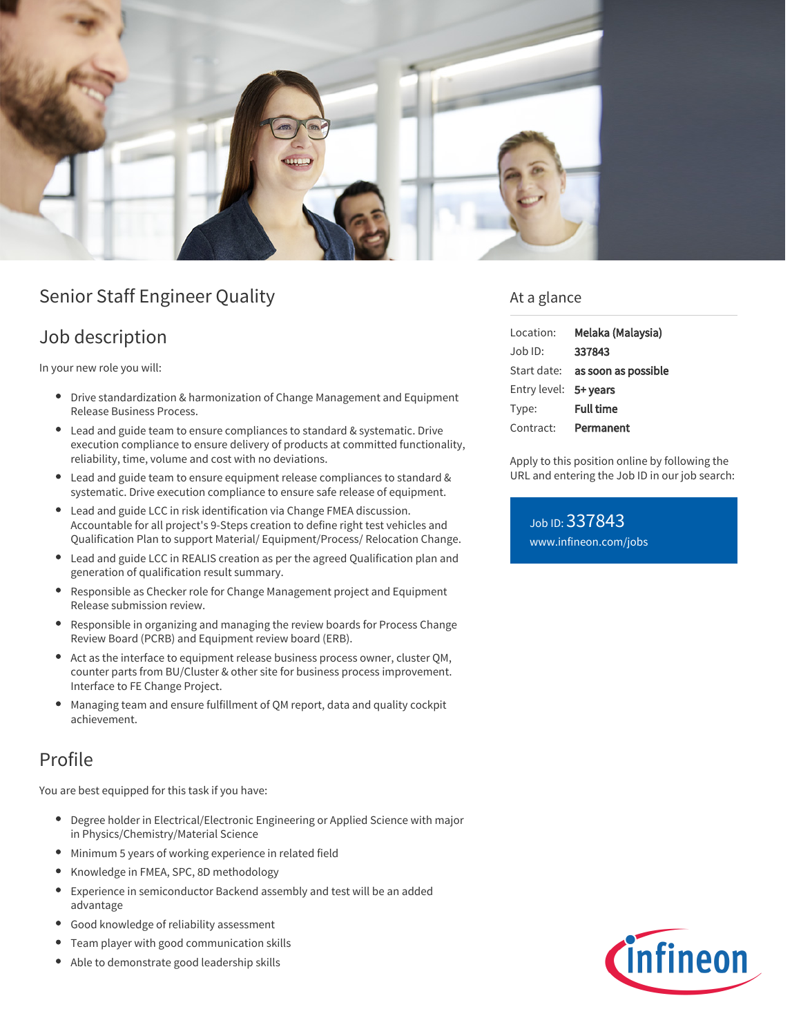# Senior Staff Engineer Quality

## Job description

In your new role you will:

- Drive standardization & harmonization of Change Management and Equipment Release Business Process.
- Lead and guide team to ensure compliances to standard & systematic. Drive execution compliance to ensure delivery of products at committed functionality, reliability, time, volume and cost with no deviations.
- Lead and guide team to ensure equipment release compliances to standard & systematic. Drive execution compliance to ensure safe release of equipment.
- Lead and guide LCC in risk identification via Change FMEA discussion. Accountable for all project's 9-Steps creation to define right test vehicles and Qualification Plan to support Material/ Equipment/Process/ Relocation Change.
- Lead and guide LCC in REALIS creation as per the agreed Qualification plan and generation of qualification result summary.
- Responsible as Checker role for Change Management project and Equipment Release submission review.
- Responsible in organizing and managing the review boards for Process Change Review Board (PCRB) and Equipment review board (ERB).
- Act as the interface to equipment release business process owner, cluster QM, counter parts from BU/Cluster & other site for business process improvement. Interface to FE Change Project.
- Managing team and ensure fulfillment of QM report, data and quality cockpit achievement.

## Profile

You are best equipped for this task if you have:

- Degree holder in Electrical/Electronic Engineering or Applied Science with major in Physics/Chemistry/Material Science
- Minimum 5 years of working experience in related field
- Knowledge in FMEA, SPC, 8D methodology
- Experience in semiconductor Backend assembly and test will be an added advantage
- Good knowledge of reliability assessment
- Team player with good communication skills
- Able to demonstrate good leadership skills

## At a glance

| | |
|---|---|
| Location: | **Melaka (Malaysia)** |
| Job ID: | **337843** |
| Start date: | **as soon as possible** |
| Entry level: | **5+ years** |
| Type: | **Full time** |
| Contract: | **Permanent** |

Apply to this position online by following the URL and entering the Job ID in our job search:

Job ID: 337843
www.infineon.com/jobs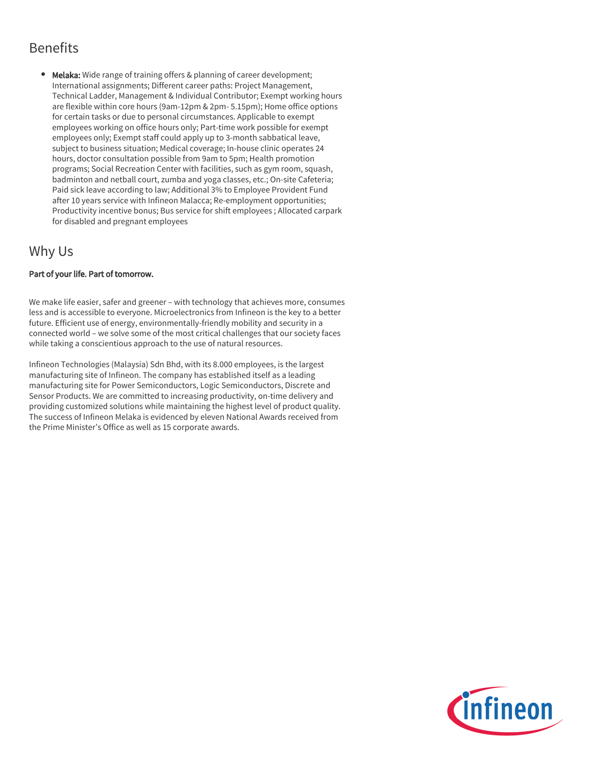## Benefits

- **Melaka:** Wide range of training offers & planning of career development; International assignments; Different career paths: Project Management, Technical Ladder, Management & Individual Contributor; Exempt working hours are flexible within core hours (9am-12pm & 2pm- 5.15pm); Home office options for certain tasks or due to personal circumstances. Applicable to exempt employees working on office hours only; Part-time work possible for exempt employees only; Exempt staff could apply up to 3-month sabbatical leave, subject to business situation; Medical coverage; In-house clinic operates 24 hours, doctor consultation possible from 9am to 5pm; Health promotion programs; Social Recreation Center with facilities, such as gym room, squash, badminton and netball court, zumba and yoga classes, etc.; On-site Cafeteria; Paid sick leave according to law; Additional 3% to Employee Provident Fund after 10 years service with Infineon Malacca; Re-employment opportunities; Productivity incentive bonus; Bus service for shift employees ; Allocated carpark for disabled and pregnant employees

## Why Us

**Part of your life. Part of tomorrow.**

We make life easier, safer and greener – with technology that achieves more, consumes less and is accessible to everyone. Microelectronics from Infineon is the key to a better future. Efficient use of energy, environmentally-friendly mobility and security in a connected world – we solve some of the most critical challenges that our society faces while taking a conscientious approach to the use of natural resources.

Infineon Technologies (Malaysia) Sdn Bhd, with its 8.000 employees, is the largest manufacturing site of Infineon. The company has established itself as a leading manufacturing site for Power Semiconductors, Logic Semiconductors, Discrete and Sensor Products. We are committed to increasing productivity, on-time delivery and providing customized solutions while maintaining the highest level of product quality. The success of Infineon Melaka is evidenced by eleven National Awards received from the Prime Minister's Office as well as 15 corporate awards.